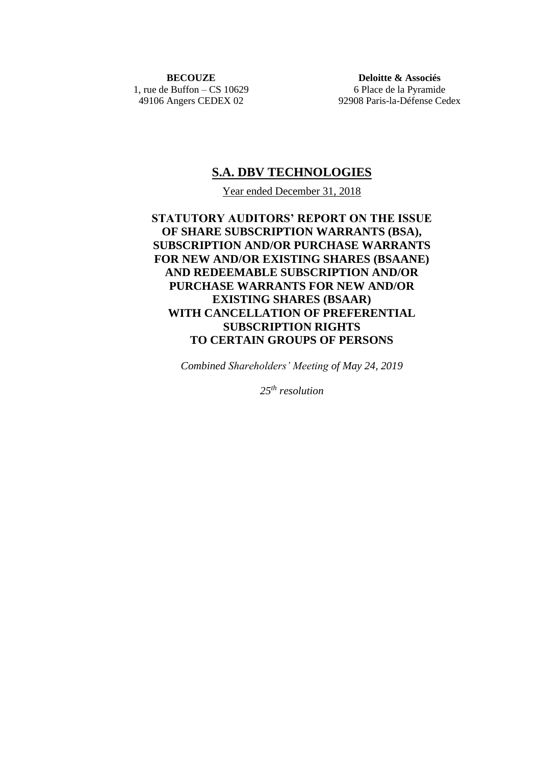| **BECOUZE** | **Deloitte & Associés** |
|---|---|
| 1, rue de Buffon – CS 10629 | 6 Place de la Pyramide |
| 49106 Angers CEDEX 02 | 92908 Paris-la-Défense Cedex |

# S.A. DBV TECHNOLOGIES

Year ended December 31, 2018

## STATUTORY AUDITORS' REPORT ON THE ISSUE OF SHARE SUBSCRIPTION WARRANTS (BSA), SUBSCRIPTION AND/OR PURCHASE WARRANTS FOR NEW AND/OR EXISTING SHARES (BSAANE) AND REDEEMABLE SUBSCRIPTION AND/OR PURCHASE WARRANTS FOR NEW AND/OR EXISTING SHARES (BSAAR) WITH CANCELLATION OF PREFERENTIAL SUBSCRIPTION RIGHTS TO CERTAIN GROUPS OF PERSONS

*Combined Shareholders' Meeting of May 24, 2019*

*25th resolution*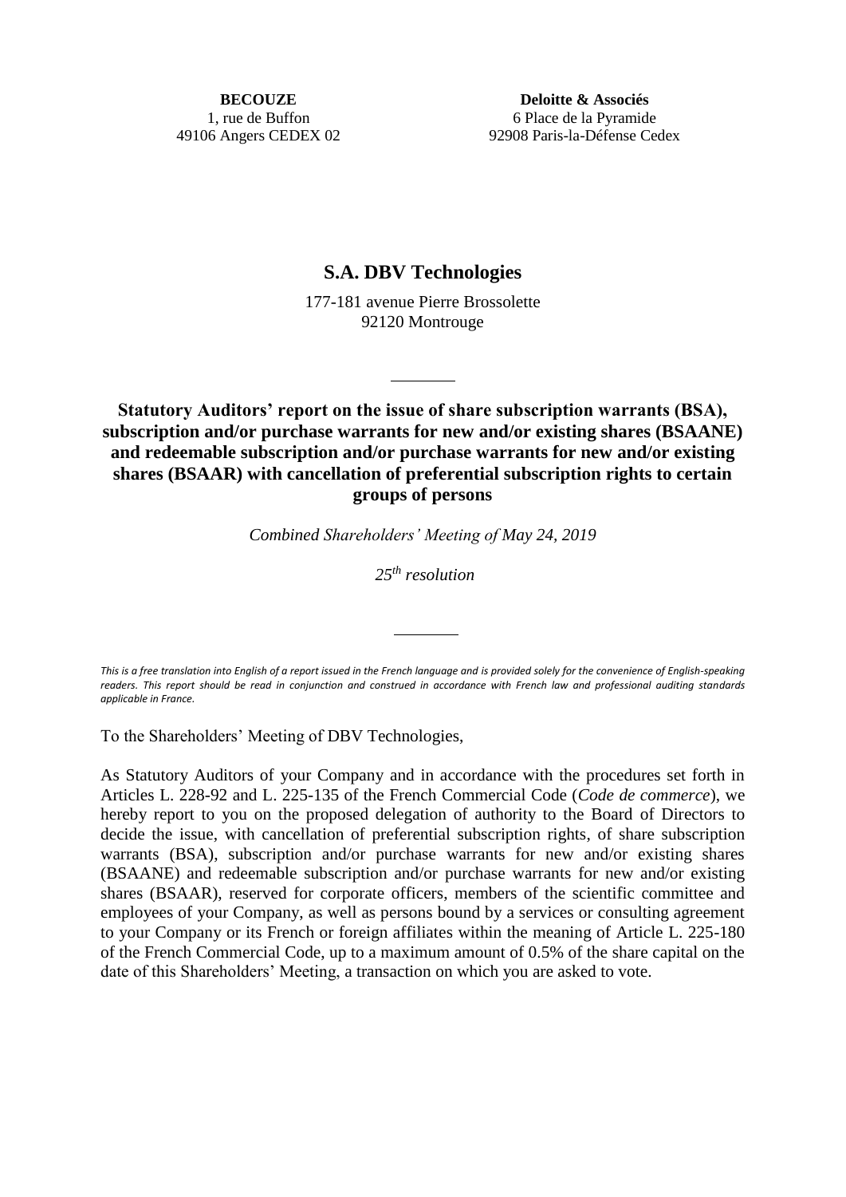**BECOUZE**
1, rue de Buffon
49106 Angers CEDEX 02

**Deloitte & Associés**
6 Place de la Pyramide
92908 Paris-la-Défense Cedex

# S.A. DBV Technologies

177-181 avenue Pierre Brossolette
92120 Montrouge

---

## Statutory Auditors' report on the issue of share subscription warrants (BSA), subscription and/or purchase warrants for new and/or existing shares (BSAANE) and redeemable subscription and/or purchase warrants for new and/or existing shares (BSAAR) with cancellation of preferential subscription rights to certain groups of persons

*Combined Shareholders' Meeting of May 24, 2019*

*25th resolution*

---

*This is a free translation into English of a report issued in the French language and is provided solely for the convenience of English-speaking readers. This report should be read in conjunction and construed in accordance with French law and professional auditing standards applicable in France.*

To the Shareholders' Meeting of DBV Technologies,

As Statutory Auditors of your Company and in accordance with the procedures set forth in Articles L. 228-92 and L. 225-135 of the French Commercial Code (*Code de commerce*), we hereby report to you on the proposed delegation of authority to the Board of Directors to decide the issue, with cancellation of preferential subscription rights, of share subscription warrants (BSA), subscription and/or purchase warrants for new and/or existing shares (BSAANE) and redeemable subscription and/or purchase warrants for new and/or existing shares (BSAAR), reserved for corporate officers, members of the scientific committee and employees of your Company, as well as persons bound by a services or consulting agreement to your Company or its French or foreign affiliates within the meaning of Article L. 225-180 of the French Commercial Code, up to a maximum amount of 0.5% of the share capital on the date of this Shareholders' Meeting, a transaction on which you are asked to vote.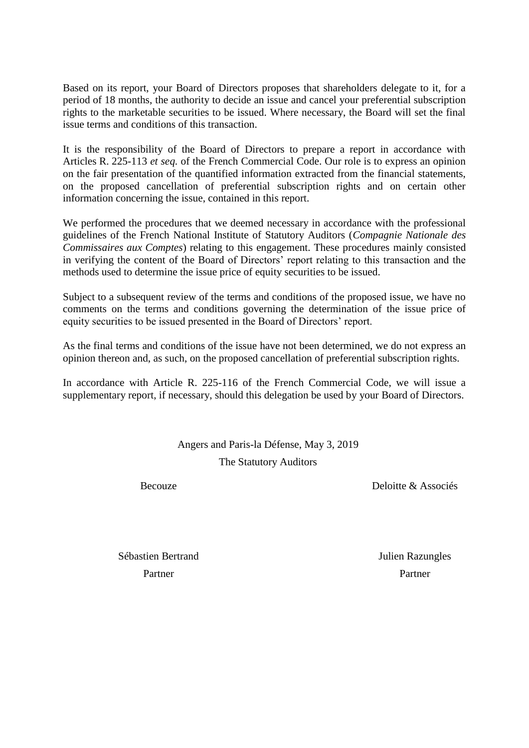Based on its report, your Board of Directors proposes that shareholders delegate to it, for a period of 18 months, the authority to decide an issue and cancel your preferential subscription rights to the marketable securities to be issued. Where necessary, the Board will set the final issue terms and conditions of this transaction.

It is the responsibility of the Board of Directors to prepare a report in accordance with Articles R. 225-113 *et seq.* of the French Commercial Code. Our role is to express an opinion on the fair presentation of the quantified information extracted from the financial statements, on the proposed cancellation of preferential subscription rights and on certain other information concerning the issue, contained in this report.

We performed the procedures that we deemed necessary in accordance with the professional guidelines of the French National Institute of Statutory Auditors (*Compagnie Nationale des Commissaires aux Comptes*) relating to this engagement. These procedures mainly consisted in verifying the content of the Board of Directors' report relating to this transaction and the methods used to determine the issue price of equity securities to be issued.

Subject to a subsequent review of the terms and conditions of the proposed issue, we have no comments on the terms and conditions governing the determination of the issue price of equity securities to be issued presented in the Board of Directors' report.

As the final terms and conditions of the issue have not been determined, we do not express an opinion thereon and, as such, on the proposed cancellation of preferential subscription rights.

In accordance with Article R. 225-116 of the French Commercial Code, we will issue a supplementary report, if necessary, should this delegation be used by your Board of Directors.

Angers and Paris-la Défense, May 3, 2019

The Statutory Auditors

| Becouze | Deloitte & Associés |
| --- | --- |
| Sébastien Bertrand | Julien Razungles |
| Partner | Partner |